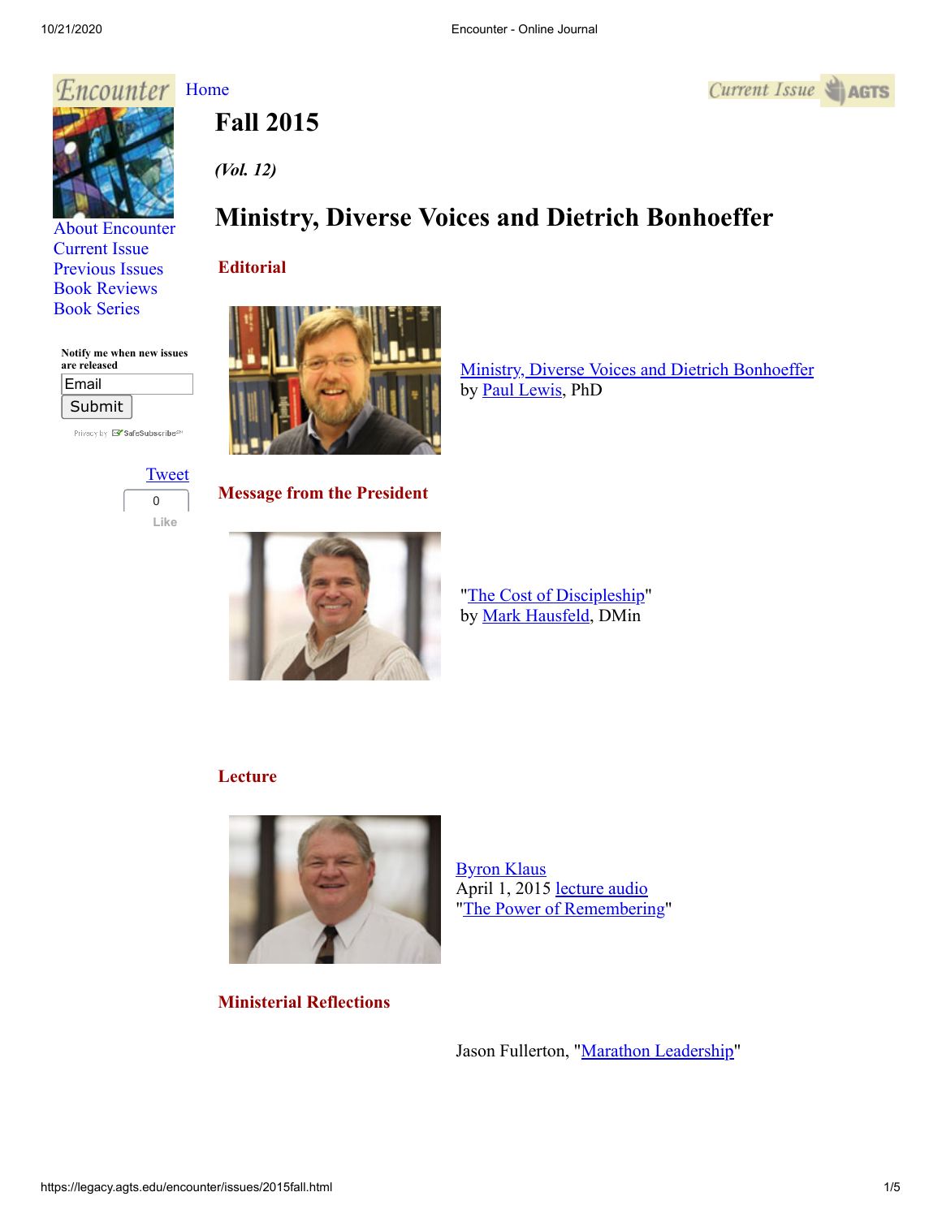Encounter

Home

Current Issue AGTS

About Encounter
Current Issue
Previous Issues
Book Reviews
Book Series

Notify me when new issues are released

Email
Submit

Privacy by SafeSubscribe

Tweet

0
Like

# Fall 2015

*(Vol. 12)*

# Ministry, Diverse Voices and Dietrich Bonhoeffer

## Editorial

Ministry, Diverse Voices and Dietrich Bonhoeffer
by Paul Lewis, PhD

## Message from the President

"The Cost of Discipleship"
by Mark Hausfeld, DMin

## Lecture

Byron Klaus
April 1, 2015 lecture audio
"The Power of Remembering"

## Ministerial Reflections

Jason Fullerton, "Marathon Leadership"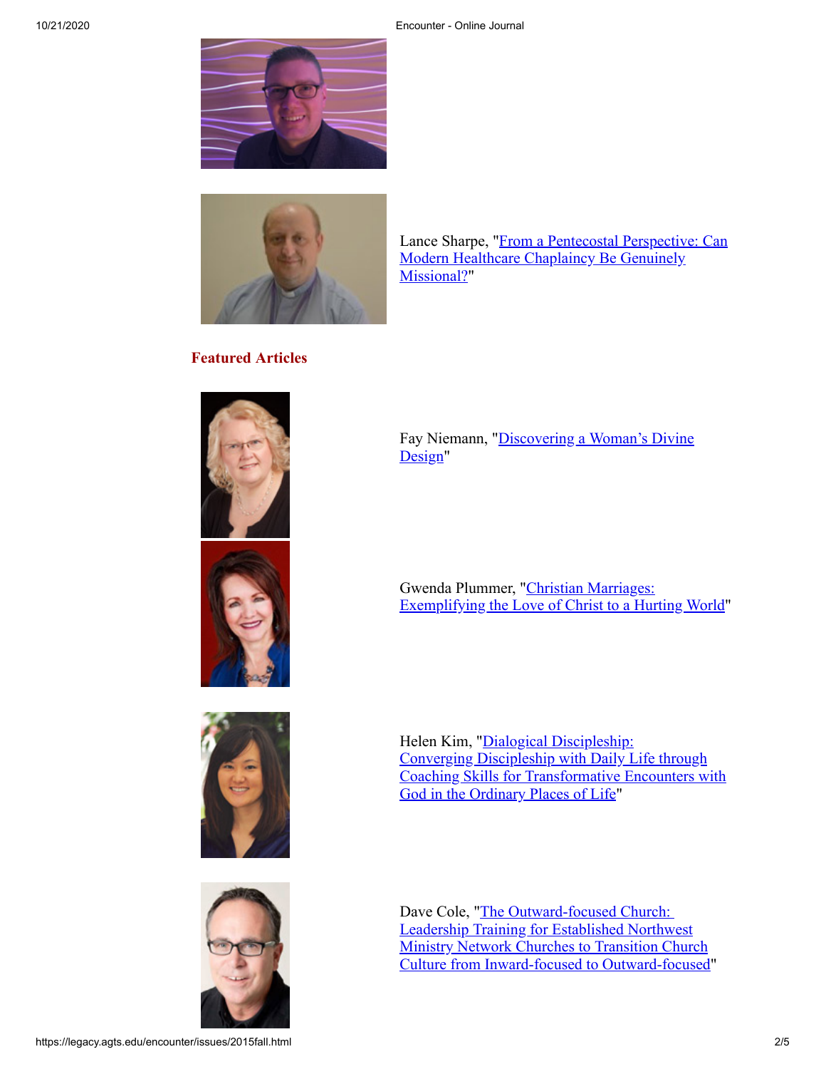Lance Sharpe, "From a Pentecostal Perspective: Can Modern Healthcare Chaplaincy Be Genuinely Missional?"

## Featured Articles

Fay Niemann, "Discovering a Woman's Divine Design"

Gwenda Plummer, "Christian Marriages: Exemplifying the Love of Christ to a Hurting World"

Helen Kim, "Dialogical Discipleship: Converging Discipleship with Daily Life through Coaching Skills for Transformative Encounters with God in the Ordinary Places of Life"

Dave Cole, "The Outward-focused Church: Leadership Training for Established Northwest Ministry Network Churches to Transition Church Culture from Inward-focused to Outward-focused"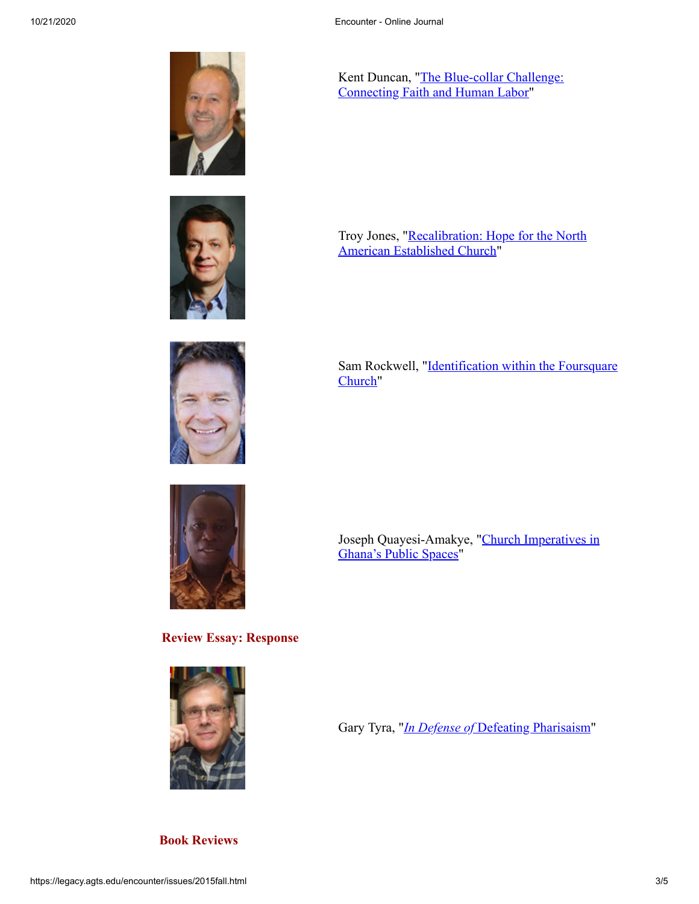Kent Duncan, "The Blue-collar Challenge: Connecting Faith and Human Labor"

Troy Jones, "Recalibration: Hope for the North American Established Church"

Sam Rockwell, "Identification within the Foursquare Church"

Joseph Quayesi-Amakye, "Church Imperatives in Ghana's Public Spaces"

## Review Essay: Response

Gary Tyra, "*In Defense of* Defeating Pharisaism"

## Book Reviews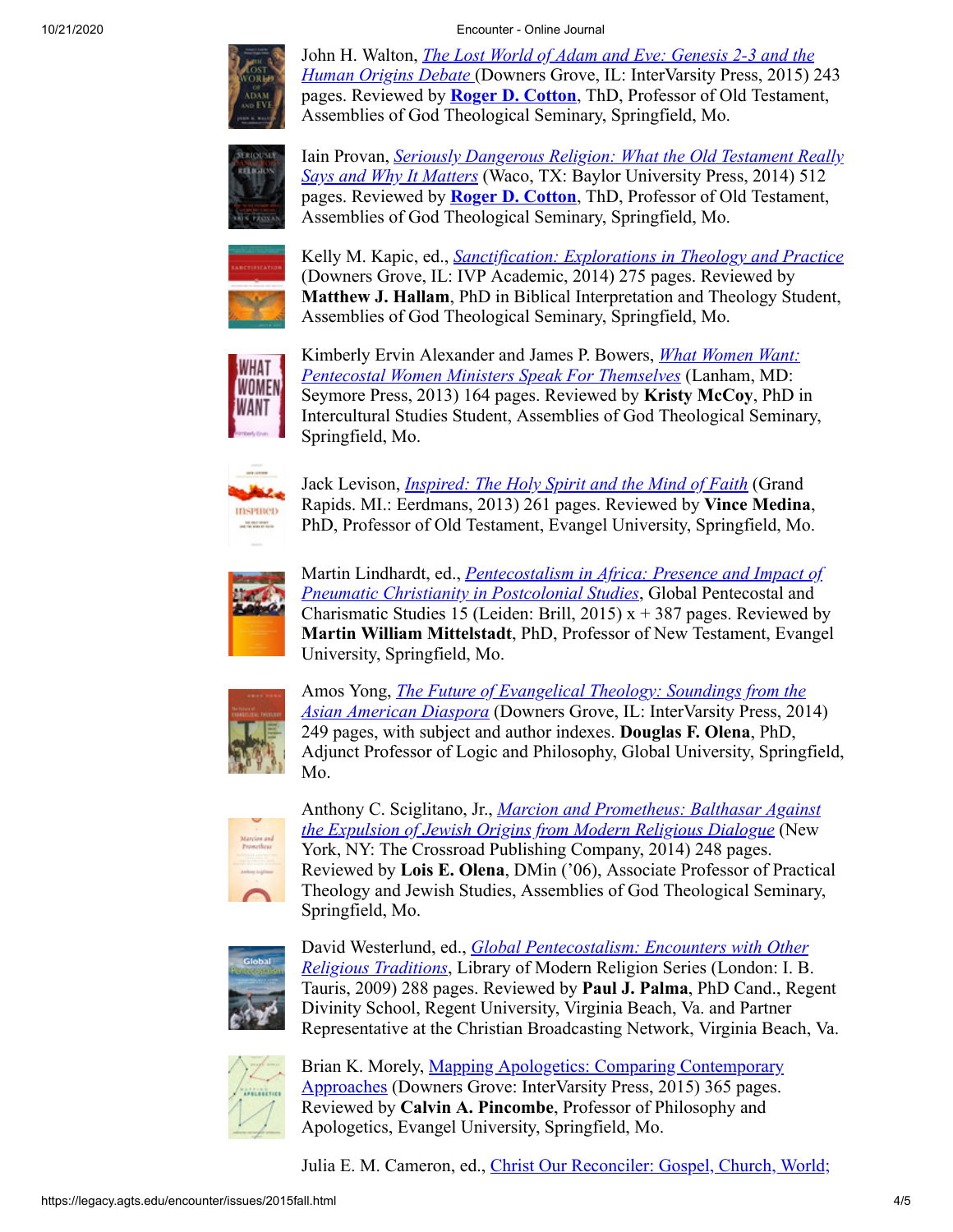John H. Walton, *The Lost World of Adam and Eve: Genesis 2-3 and the Human Origins Debate* (Downers Grove, IL: InterVarsity Press, 2015) 243 pages. Reviewed by **Roger D. Cotton**, ThD, Professor of Old Testament, Assemblies of God Theological Seminary, Springfield, Mo.

Iain Provan, *Seriously Dangerous Religion: What the Old Testament Really Says and Why It Matters* (Waco, TX: Baylor University Press, 2014) 512 pages. Reviewed by **Roger D. Cotton**, ThD, Professor of Old Testament, Assemblies of God Theological Seminary, Springfield, Mo.

Kelly M. Kapic, ed., *Sanctification: Explorations in Theology and Practice* (Downers Grove, IL: IVP Academic, 2014) 275 pages. Reviewed by **Matthew J. Hallam**, PhD in Biblical Interpretation and Theology Student, Assemblies of God Theological Seminary, Springfield, Mo.

Kimberly Ervin Alexander and James P. Bowers, *What Women Want: Pentecostal Women Ministers Speak For Themselves* (Lanham, MD: Seymore Press, 2013) 164 pages. Reviewed by **Kristy McCoy**, PhD in Intercultural Studies Student, Assemblies of God Theological Seminary, Springfield, Mo.

Jack Levison, *Inspired: The Holy Spirit and the Mind of Faith* (Grand Rapids. MI.: Eerdmans, 2013) 261 pages. Reviewed by **Vince Medina**, PhD, Professor of Old Testament, Evangel University, Springfield, Mo.

Martin Lindhardt, ed., *Pentecostalism in Africa: Presence and Impact of Pneumatic Christianity in Postcolonial Studies*, Global Pentecostal and Charismatic Studies 15 (Leiden: Brill, 2015) x + 387 pages. Reviewed by **Martin William Mittelstadt**, PhD, Professor of New Testament, Evangel University, Springfield, Mo.

Amos Yong, *The Future of Evangelical Theology: Soundings from the Asian American Diaspora* (Downers Grove, IL: InterVarsity Press, 2014) 249 pages, with subject and author indexes. **Douglas F. Olena**, PhD, Adjunct Professor of Logic and Philosophy, Global University, Springfield, Mo.

Anthony C. Sciglitano, Jr., *Marcion and Prometheus: Balthasar Against the Expulsion of Jewish Origins from Modern Religious Dialogue* (New York, NY: The Crossroad Publishing Company, 2014) 248 pages. Reviewed by **Lois E. Olena**, DMin ('06), Associate Professor of Practical Theology and Jewish Studies, Assemblies of God Theological Seminary, Springfield, Mo.

David Westerlund, ed., *Global Pentecostalism: Encounters with Other Religious Traditions*, Library of Modern Religion Series (London: I. B. Tauris, 2009) 288 pages. Reviewed by **Paul J. Palma**, PhD Cand., Regent Divinity School, Regent University, Virginia Beach, Va. and Partner Representative at the Christian Broadcasting Network, Virginia Beach, Va.

Brian K. Morely, Mapping Apologetics: Comparing Contemporary Approaches (Downers Grove: InterVarsity Press, 2015) 365 pages. Reviewed by **Calvin A. Pincombe**, Professor of Philosophy and Apologetics, Evangel University, Springfield, Mo.

Julia E. M. Cameron, ed., Christ Our Reconciler: Gospel, Church, World;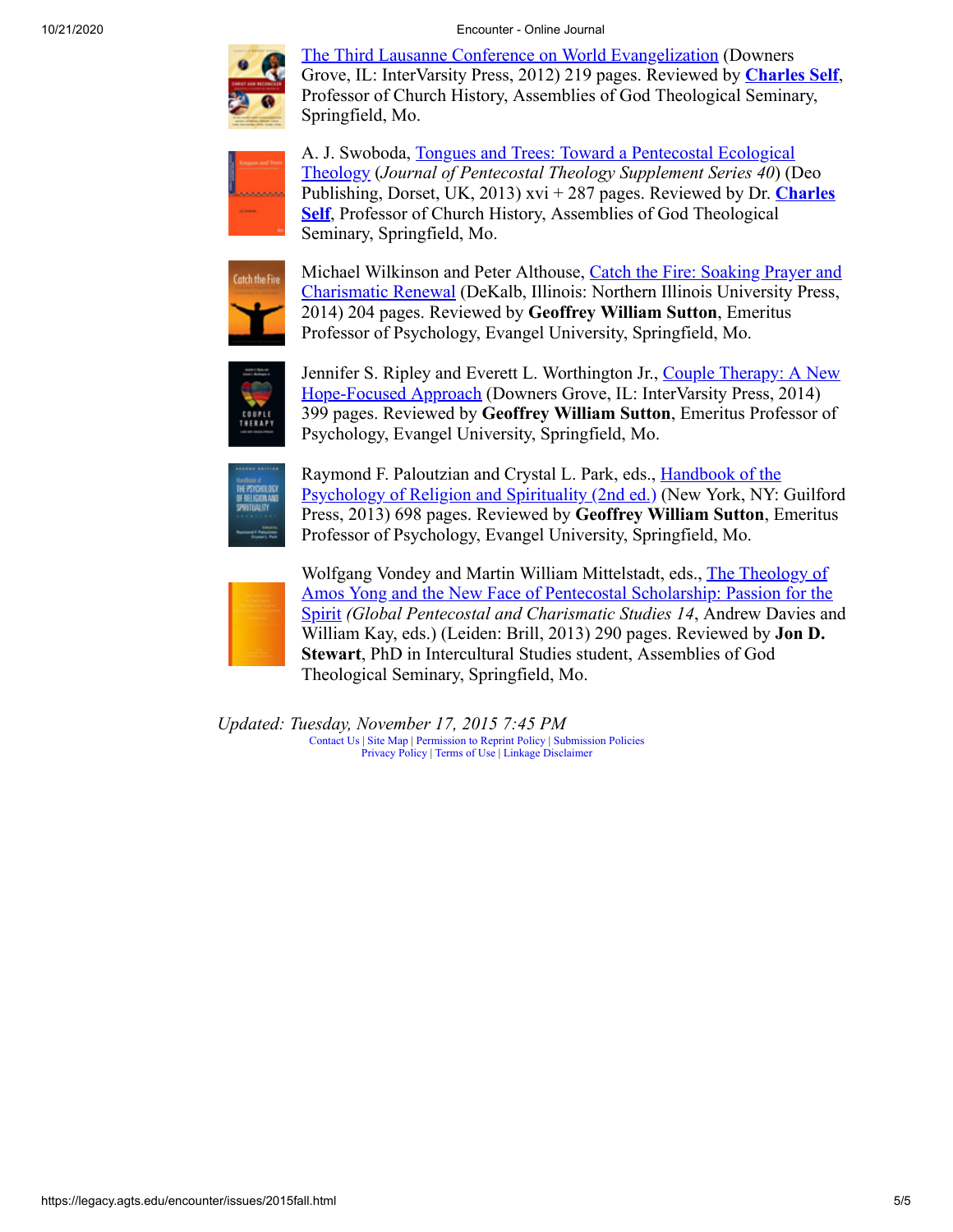The Third Lausanne Conference on World Evangelization (Downers Grove, IL: InterVarsity Press, 2012) 219 pages. Reviewed by **Charles Self**, Professor of Church History, Assemblies of God Theological Seminary, Springfield, Mo.

A. J. Swoboda, Tongues and Trees: Toward a Pentecostal Ecological Theology (*Journal of Pentecostal Theology Supplement Series 40*) (Deo Publishing, Dorset, UK, 2013) xvi + 287 pages. Reviewed by Dr. **Charles Self**, Professor of Church History, Assemblies of God Theological Seminary, Springfield, Mo.

Michael Wilkinson and Peter Althouse, Catch the Fire: Soaking Prayer and Charismatic Renewal (DeKalb, Illinois: Northern Illinois University Press, 2014) 204 pages. Reviewed by **Geoffrey William Sutton**, Emeritus Professor of Psychology, Evangel University, Springfield, Mo.

Jennifer S. Ripley and Everett L. Worthington Jr., Couple Therapy: A New Hope-Focused Approach (Downers Grove, IL: InterVarsity Press, 2014) 399 pages. Reviewed by **Geoffrey William Sutton**, Emeritus Professor of Psychology, Evangel University, Springfield, Mo.

Raymond F. Paloutzian and Crystal L. Park, eds., Handbook of the Psychology of Religion and Spirituality (2nd ed.) (New York, NY: Guilford Press, 2013) 698 pages. Reviewed by **Geoffrey William Sutton**, Emeritus Professor of Psychology, Evangel University, Springfield, Mo.

Wolfgang Vondey and Martin William Mittelstadt, eds., The Theology of Amos Yong and the New Face of Pentecostal Scholarship: Passion for the Spirit *(Global Pentecostal and Charismatic Studies 14*, Andrew Davies and William Kay, eds.) (Leiden: Brill, 2013) 290 pages. Reviewed by **Jon D. Stewart**, PhD in Intercultural Studies student, Assemblies of God Theological Seminary, Springfield, Mo.

*Updated: Tuesday, November 17, 2015 7:45 PM*

Contact Us | Site Map | Permission to Reprint Policy | Submission Policies
Privacy Policy | Terms of Use | Linkage Disclaimer